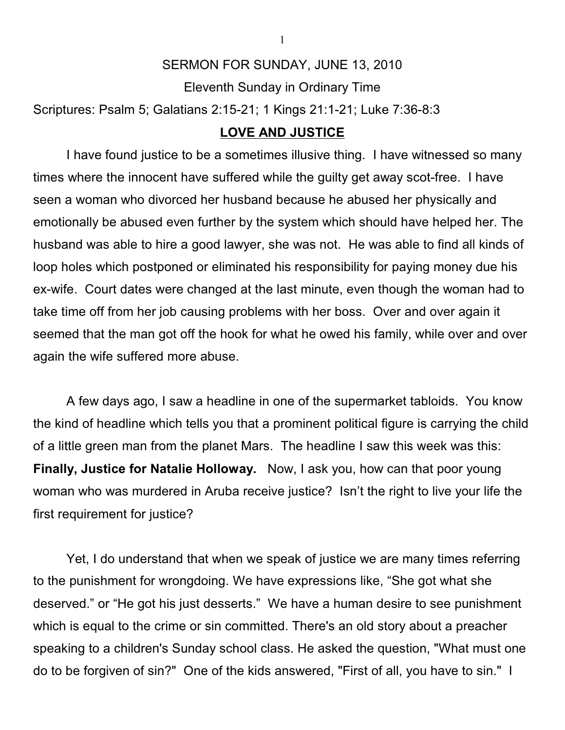SERMON FOR SUNDAY, JUNE 13, 2010

Eleventh Sunday in Ordinary Time

Scriptures: Psalm 5; Galatians 2:15-21; 1 Kings 21:1-21; Luke 7:36-8:3

## LOVE AND JUSTICE

I have found justice to be a sometimes illusive thing. I have witnessed so many times where the innocent have suffered while the guilty get away scot-free. I have seen a woman who divorced her husband because he abused her physically and emotionally be abused even further by the system which should have helped her. The husband was able to hire a good lawyer, she was not. He was able to find all kinds of loop holes which postponed or eliminated his responsibility for paying money due his ex-wife. Court dates were changed at the last minute, even though the woman had to take time off from her job causing problems with her boss. Over and over again it seemed that the man got off the hook for what he owed his family, while over and over again the wife suffered more abuse.

A few days ago, I saw a headline in one of the supermarket tabloids. You know the kind of headline which tells you that a prominent political figure is carrying the child of a little green man from the planet Mars. The headline I saw this week was this: **Finally, Justice for Natalie Holloway.** Now, I ask you, how can that poor young woman who was murdered in Aruba receive justice? Isn't the right to live your life the first requirement for justice?

Yet, I do understand that when we speak of justice we are many times referring to the punishment for wrongdoing. We have expressions like, "She got what she deserved." or "He got his just desserts." We have a human desire to see punishment which is equal to the crime or sin committed. There's an old story about a preacher speaking to a children's Sunday school class. He asked the question, "What must one do to be forgiven of sin?" One of the kids answered, "First of all, you have to sin." I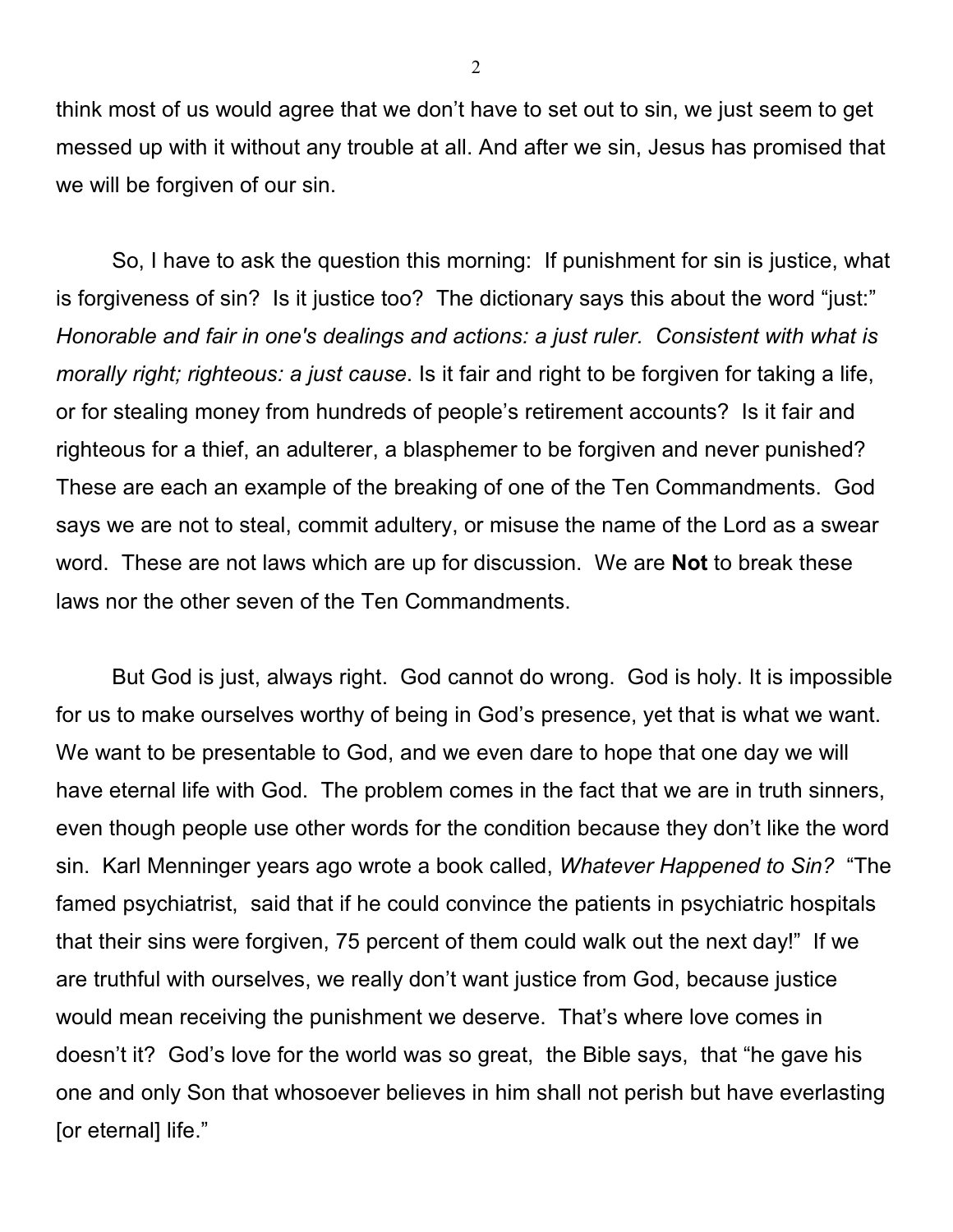think most of us would agree that we don't have to set out to sin, we just seem to get messed up with it without any trouble at all. And after we sin, Jesus has promised that we will be forgiven of our sin.

So, I have to ask the question this morning: If punishment for sin is justice, what is forgiveness of sin? Is it justice too? The dictionary says this about the word "just:" *Honorable and fair in one's dealings and actions: a just ruler. Consistent with what is morally right; righteous: a just cause*. Is it fair and right to be forgiven for taking a life, or for stealing money from hundreds of people's retirement accounts? Is it fair and righteous for a thief, an adulterer, a blasphemer to be forgiven and never punished? These are each an example of the breaking of one of the Ten Commandments. God says we are not to steal, commit adultery, or misuse the name of the Lord as a swear word. These are not laws which are up for discussion. We are **Not** to break these laws nor the other seven of the Ten Commandments.

But God is just, always right. God cannot do wrong. God is holy. It is impossible for us to make ourselves worthy of being in God's presence, yet that is what we want. We want to be presentable to God, and we even dare to hope that one day we will have eternal life with God. The problem comes in the fact that we are in truth sinners, even though people use other words for the condition because they don't like the word sin. Karl Menninger years ago wrote a book called, *Whatever Happened to Sin?* "The famed psychiatrist, said that if he could convince the patients in psychiatric hospitals that their sins were forgiven, 75 percent of them could walk out the next day!" If we are truthful with ourselves, we really don't want justice from God, because justice would mean receiving the punishment we deserve. That's where love comes in doesn't it? God's love for the world was so great, the Bible says, that "he gave his one and only Son that whosoever believes in him shall not perish but have everlasting [or eternal] life."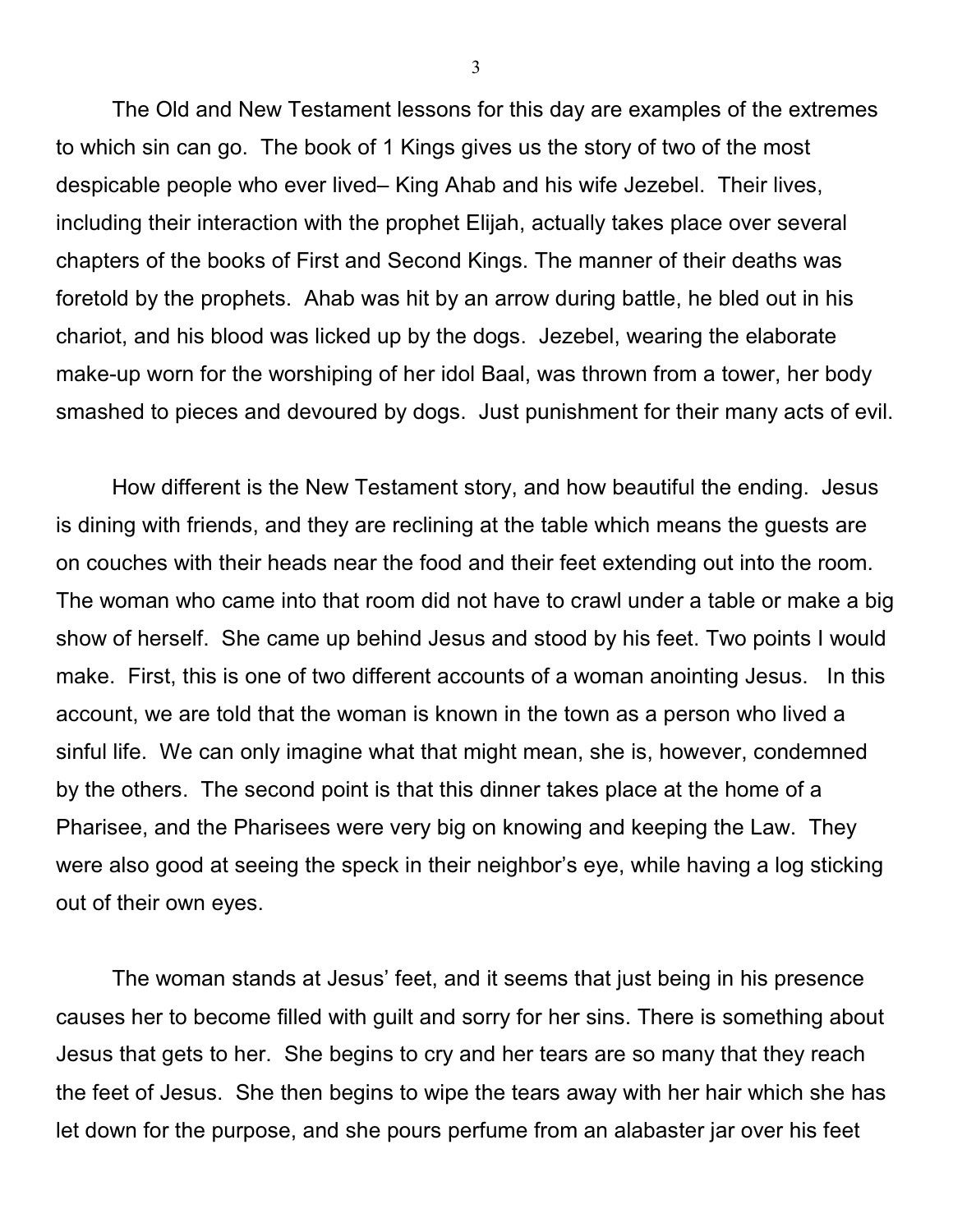The Old and New Testament lessons for this day are examples of the extremes to which sin can go. The book of 1 Kings gives us the story of two of the most despicable people who ever lived– King Ahab and his wife Jezebel. Their lives, including their interaction with the prophet Elijah, actually takes place over several chapters of the books of First and Second Kings. The manner of their deaths was foretold by the prophets. Ahab was hit by an arrow during battle, he bled out in his chariot, and his blood was licked up by the dogs. Jezebel, wearing the elaborate make-up worn for the worshiping of her idol Baal, was thrown from a tower, her body smashed to pieces and devoured by dogs. Just punishment for their many acts of evil.

How different is the New Testament story, and how beautiful the ending. Jesus is dining with friends, and they are reclining at the table which means the guests are on couches with their heads near the food and their feet extending out into the room. The woman who came into that room did not have to crawl under a table or make a big show of herself. She came up behind Jesus and stood by his feet. Two points I would make. First, this is one of two different accounts of a woman anointing Jesus. In this account, we are told that the woman is known in the town as a person who lived a sinful life. We can only imagine what that might mean, she is, however, condemned by the others. The second point is that this dinner takes place at the home of a Pharisee, and the Pharisees were very big on knowing and keeping the Law. They were also good at seeing the speck in their neighbor's eye, while having a log sticking out of their own eyes.

The woman stands at Jesus' feet, and it seems that just being in his presence causes her to become filled with guilt and sorry for her sins. There is something about Jesus that gets to her. She begins to cry and her tears are so many that they reach the feet of Jesus. She then begins to wipe the tears away with her hair which she has let down for the purpose, and she pours perfume from an alabaster jar over his feet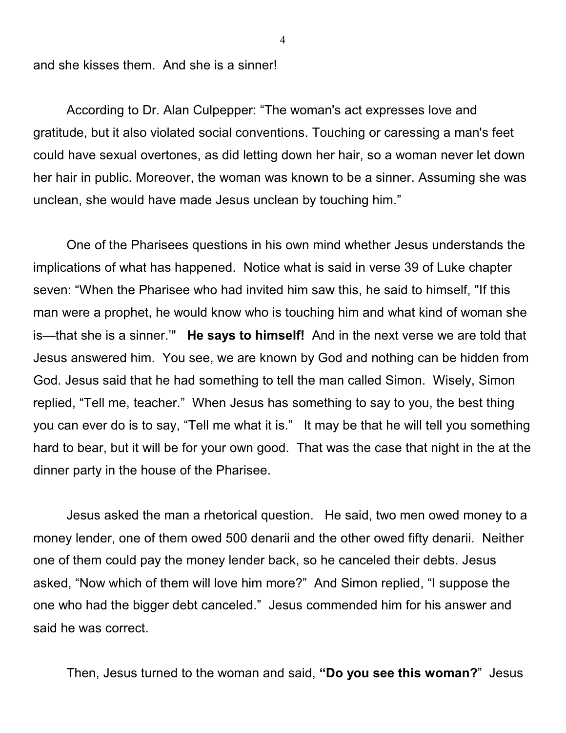and she kisses them. And she is a sinner!

According to Dr. Alan Culpepper: "The woman's act expresses love and gratitude, but it also violated social conventions. Touching or caressing a man's feet could have sexual overtones, as did letting down her hair, so a woman never let down her hair in public. Moreover, the woman was known to be a sinner. Assuming she was unclean, she would have made Jesus unclean by touching him."

One of the Pharisees questions in his own mind whether Jesus understands the implications of what has happened. Notice what is said in verse 39 of Luke chapter seven: "When the Pharisee who had invited him saw this, he said to himself, "If this man were a prophet, he would know who is touching him and what kind of woman she is—that she is a sinner.'" **He says to himself!** And in the next verse we are told that Jesus answered him. You see, we are known by God and nothing can be hidden from God. Jesus said that he had something to tell the man called Simon. Wisely, Simon replied, "Tell me, teacher." When Jesus has something to say to you, the best thing you can ever do is to say, "Tell me what it is." It may be that he will tell you something hard to bear, but it will be for your own good. That was the case that night in the at the dinner party in the house of the Pharisee.

Jesus asked the man a rhetorical question. He said, two men owed money to a money lender, one of them owed 500 denarii and the other owed fifty denarii. Neither one of them could pay the money lender back, so he canceled their debts. Jesus asked, "Now which of them will love him more?" And Simon replied, "I suppose the one who had the bigger debt canceled." Jesus commended him for his answer and said he was correct.

Then, Jesus turned to the woman and said, **"Do you see this woman?"** Jesus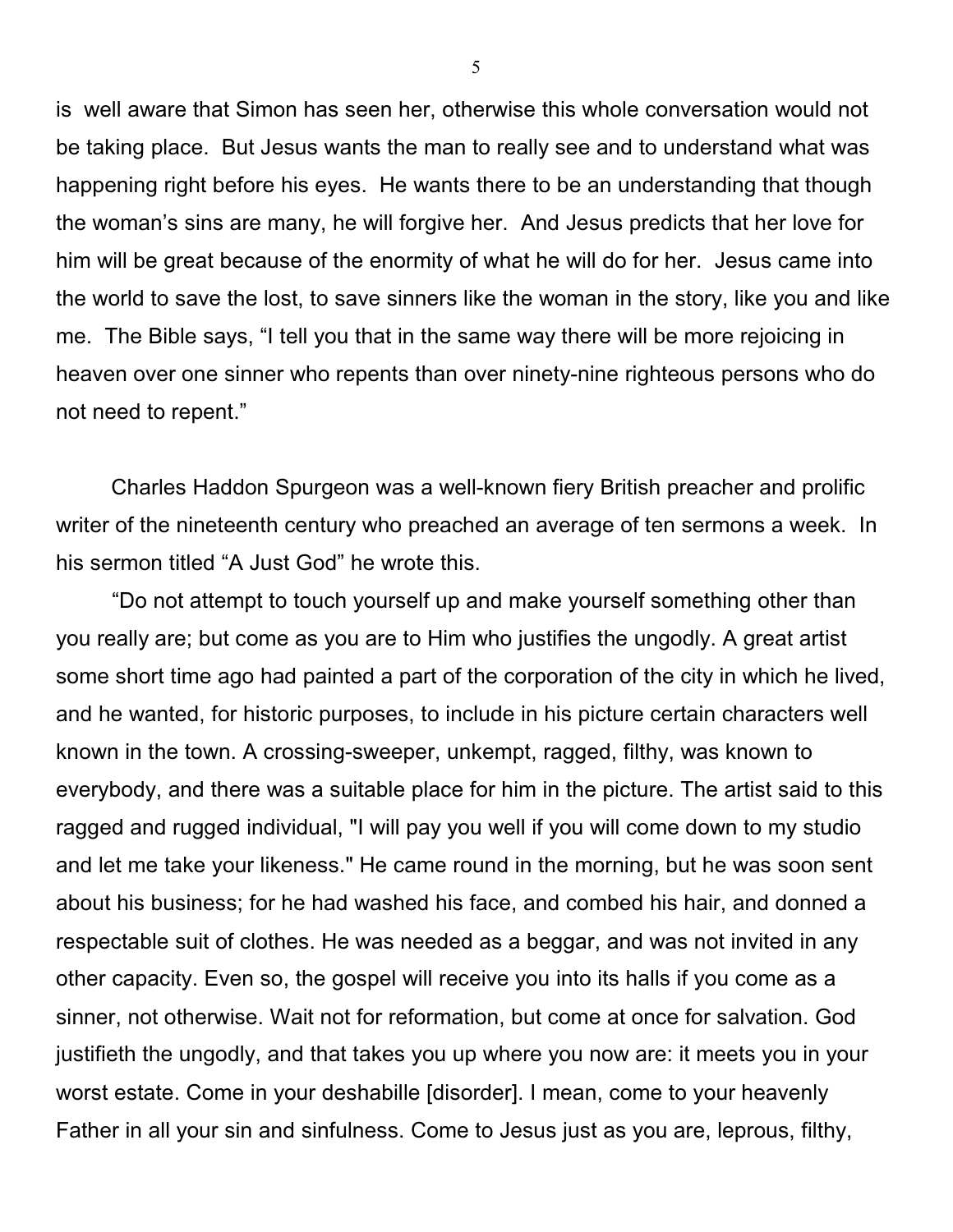is well aware that Simon has seen her, otherwise this whole conversation would not be taking place. But Jesus wants the man to really see and to understand what was happening right before his eyes. He wants there to be an understanding that though the woman's sins are many, he will forgive her. And Jesus predicts that her love for him will be great because of the enormity of what he will do for her. Jesus came into the world to save the lost, to save sinners like the woman in the story, like you and like me. The Bible says, "I tell you that in the same way there will be more rejoicing in heaven over one sinner who repents than over ninety-nine righteous persons who do not need to repent."

Charles Haddon Spurgeon was a well-known fiery British preacher and prolific writer of the nineteenth century who preached an average of ten sermons a week. In his sermon titled "A Just God" he wrote this.

"Do not attempt to touch yourself up and make yourself something other than you really are; but come as you are to Him who justifies the ungodly. A great artist some short time ago had painted a part of the corporation of the city in which he lived, and he wanted, for historic purposes, to include in his picture certain characters well known in the town. A crossing-sweeper, unkempt, ragged, filthy, was known to everybody, and there was a suitable place for him in the picture. The artist said to this ragged and rugged individual, "I will pay you well if you will come down to my studio and let me take your likeness." He came round in the morning, but he was soon sent about his business; for he had washed his face, and combed his hair, and donned a respectable suit of clothes. He was needed as a beggar, and was not invited in any other capacity. Even so, the gospel will receive you into its halls if you come as a sinner, not otherwise. Wait not for reformation, but come at once for salvation. God justifieth the ungodly, and that takes you up where you now are: it meets you in your worst estate. Come in your deshabille [disorder]. I mean, come to your heavenly Father in all your sin and sinfulness. Come to Jesus just as you are, leprous, filthy,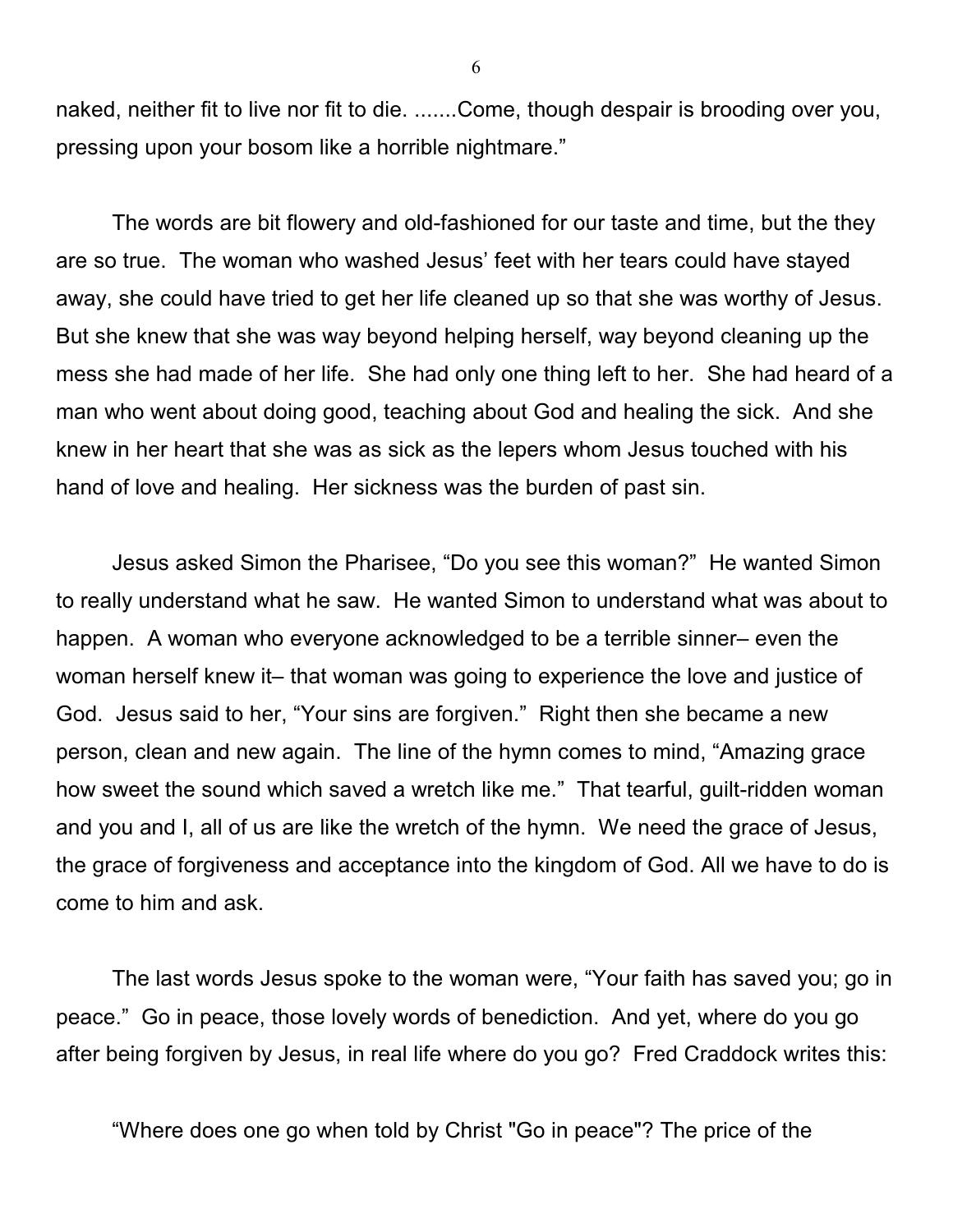naked, neither fit to live nor fit to die. .......Come, though despair is brooding over you, pressing upon your bosom like a horrible nightmare."

The words are bit flowery and old-fashioned for our taste and time, but the they are so true. The woman who washed Jesus' feet with her tears could have stayed away, she could have tried to get her life cleaned up so that she was worthy of Jesus. But she knew that she was way beyond helping herself, way beyond cleaning up the mess she had made of her life. She had only one thing left to her. She had heard of a man who went about doing good, teaching about God and healing the sick. And she knew in her heart that she was as sick as the lepers whom Jesus touched with his hand of love and healing. Her sickness was the burden of past sin.

Jesus asked Simon the Pharisee, "Do you see this woman?" He wanted Simon to really understand what he saw. He wanted Simon to understand what was about to happen. A woman who everyone acknowledged to be a terrible sinner– even the woman herself knew it– that woman was going to experience the love and justice of God. Jesus said to her, "Your sins are forgiven." Right then she became a new person, clean and new again. The line of the hymn comes to mind, "Amazing grace how sweet the sound which saved a wretch like me." That tearful, guilt-ridden woman and you and I, all of us are like the wretch of the hymn. We need the grace of Jesus, the grace of forgiveness and acceptance into the kingdom of God. All we have to do is come to him and ask.

The last words Jesus spoke to the woman were, "Your faith has saved you; go in peace." Go in peace, those lovely words of benediction. And yet, where do you go after being forgiven by Jesus, in real life where do you go? Fred Craddock writes this:

"Where does one go when told by Christ "Go in peace"? The price of the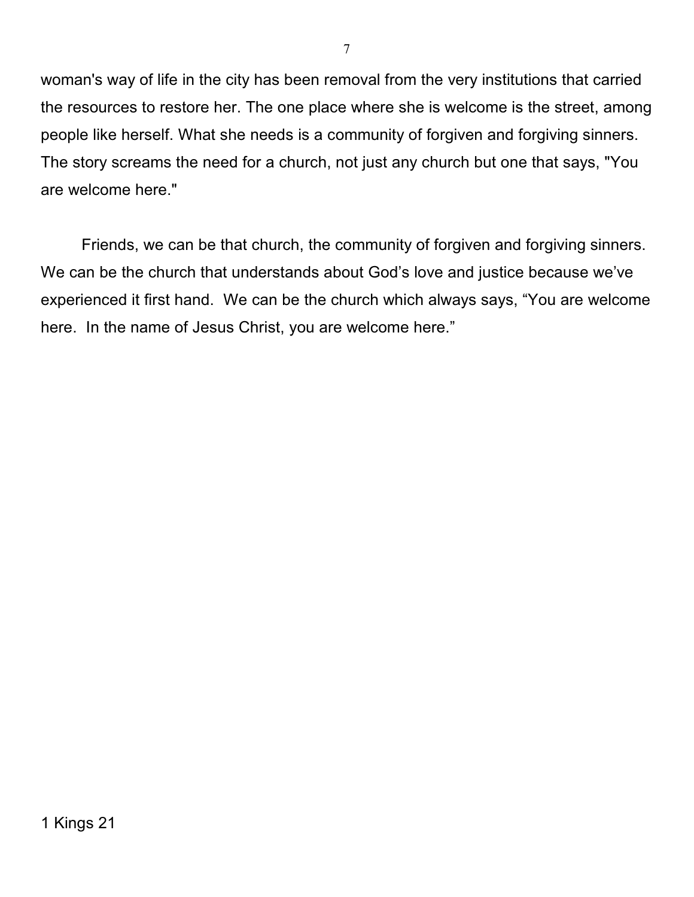woman's way of life in the city has been removal from the very institutions that carried the resources to restore her. The one place where she is welcome is the street, among people like herself. What she needs is a community of forgiven and forgiving sinners. The story screams the need for a church, not just any church but one that says, "You are welcome here."

Friends, we can be that church, the community of forgiven and forgiving sinners. We can be the church that understands about God's love and justice because we've experienced it first hand. We can be the church which always says, "You are welcome here. In the name of Jesus Christ, you are welcome here."

1 Kings 21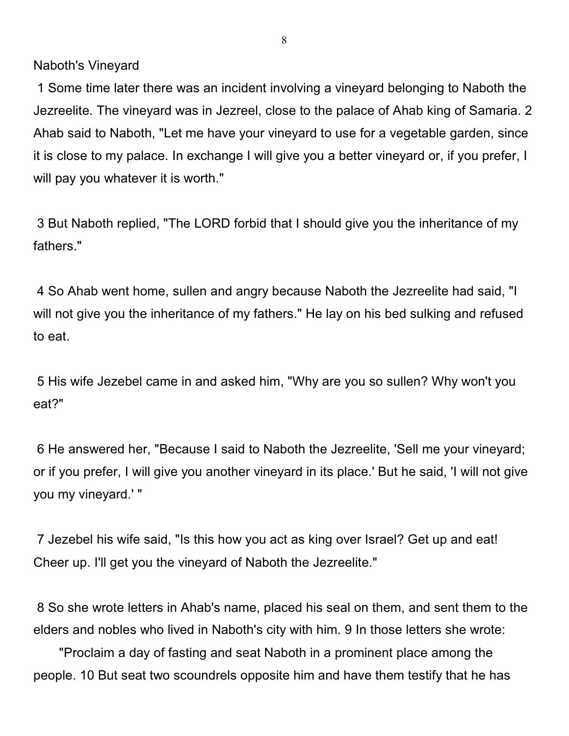Naboth's Vineyard

1 Some time later there was an incident involving a vineyard belonging to Naboth the Jezreelite. The vineyard was in Jezreel, close to the palace of Ahab king of Samaria. 2 Ahab said to Naboth, "Let me have your vineyard to use for a vegetable garden, since it is close to my palace. In exchange I will give you a better vineyard or, if you prefer, I will pay you whatever it is worth."

3 But Naboth replied, "The LORD forbid that I should give you the inheritance of my fathers."

4 So Ahab went home, sullen and angry because Naboth the Jezreelite had said, "I will not give you the inheritance of my fathers." He lay on his bed sulking and refused to eat.

5 His wife Jezebel came in and asked him, "Why are you so sullen? Why won't you eat?"

6 He answered her, "Because I said to Naboth the Jezreelite, 'Sell me your vineyard; or if you prefer, I will give you another vineyard in its place.' But he said, 'I will not give you my vineyard.' "

7 Jezebel his wife said, "Is this how you act as king over Israel? Get up and eat! Cheer up. I'll get you the vineyard of Naboth the Jezreelite."

8 So she wrote letters in Ahab's name, placed his seal on them, and sent them to the elders and nobles who lived in Naboth's city with him. 9 In those letters she wrote:

"Proclaim a day of fasting and seat Naboth in a prominent place among the people. 10 But seat two scoundrels opposite him and have them testify that he has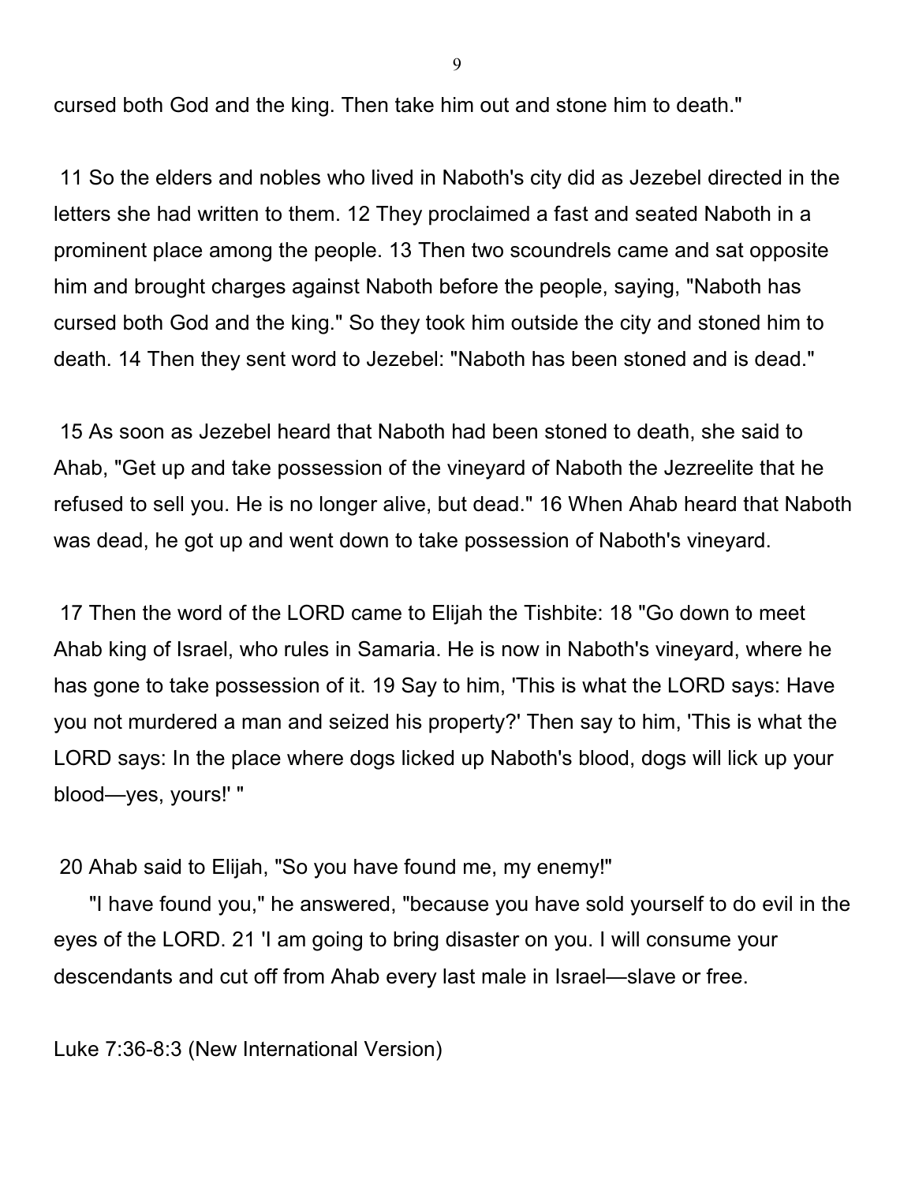cursed both God and the king. Then take him out and stone him to death."

11 So the elders and nobles who lived in Naboth's city did as Jezebel directed in the letters she had written to them. 12 They proclaimed a fast and seated Naboth in a prominent place among the people. 13 Then two scoundrels came and sat opposite him and brought charges against Naboth before the people, saying, "Naboth has cursed both God and the king." So they took him outside the city and stoned him to death. 14 Then they sent word to Jezebel: "Naboth has been stoned and is dead."

15 As soon as Jezebel heard that Naboth had been stoned to death, she said to Ahab, "Get up and take possession of the vineyard of Naboth the Jezreelite that he refused to sell you. He is no longer alive, but dead." 16 When Ahab heard that Naboth was dead, he got up and went down to take possession of Naboth's vineyard.

17 Then the word of the LORD came to Elijah the Tishbite: 18 "Go down to meet Ahab king of Israel, who rules in Samaria. He is now in Naboth's vineyard, where he has gone to take possession of it. 19 Say to him, 'This is what the LORD says: Have you not murdered a man and seized his property?' Then say to him, 'This is what the LORD says: In the place where dogs licked up Naboth's blood, dogs will lick up your blood—yes, yours!' "

20 Ahab said to Elijah, "So you have found me, my enemy!"

"I have found you," he answered, "because you have sold yourself to do evil in the eyes of the LORD. 21 'I am going to bring disaster on you. I will consume your descendants and cut off from Ahab every last male in Israel—slave or free.

Luke 7:36-8:3 (New International Version)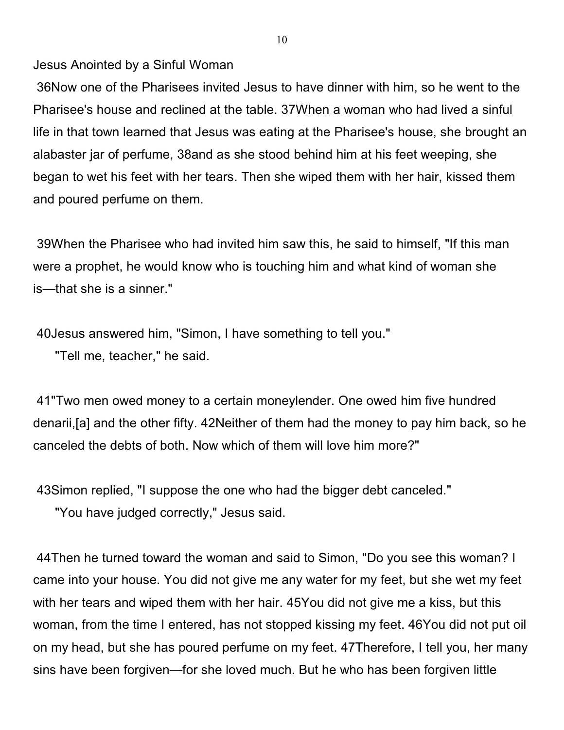Jesus Anointed by a Sinful Woman

36Now one of the Pharisees invited Jesus to have dinner with him, so he went to the Pharisee's house and reclined at the table. 37When a woman who had lived a sinful life in that town learned that Jesus was eating at the Pharisee's house, she brought an alabaster jar of perfume, 38and as she stood behind him at his feet weeping, she began to wet his feet with her tears. Then she wiped them with her hair, kissed them and poured perfume on them.

39When the Pharisee who had invited him saw this, he said to himself, "If this man were a prophet, he would know who is touching him and what kind of woman she is—that she is a sinner."

40Jesus answered him, "Simon, I have something to tell you."
"Tell me, teacher," he said.

41"Two men owed money to a certain moneylender. One owed him five hundred denarii,[a] and the other fifty. 42Neither of them had the money to pay him back, so he canceled the debts of both. Now which of them will love him more?"

43Simon replied, "I suppose the one who had the bigger debt canceled."
"You have judged correctly," Jesus said.

44Then he turned toward the woman and said to Simon, "Do you see this woman? I came into your house. You did not give me any water for my feet, but she wet my feet with her tears and wiped them with her hair. 45You did not give me a kiss, but this woman, from the time I entered, has not stopped kissing my feet. 46You did not put oil on my head, but she has poured perfume on my feet. 47Therefore, I tell you, her many sins have been forgiven—for she loved much. But he who has been forgiven little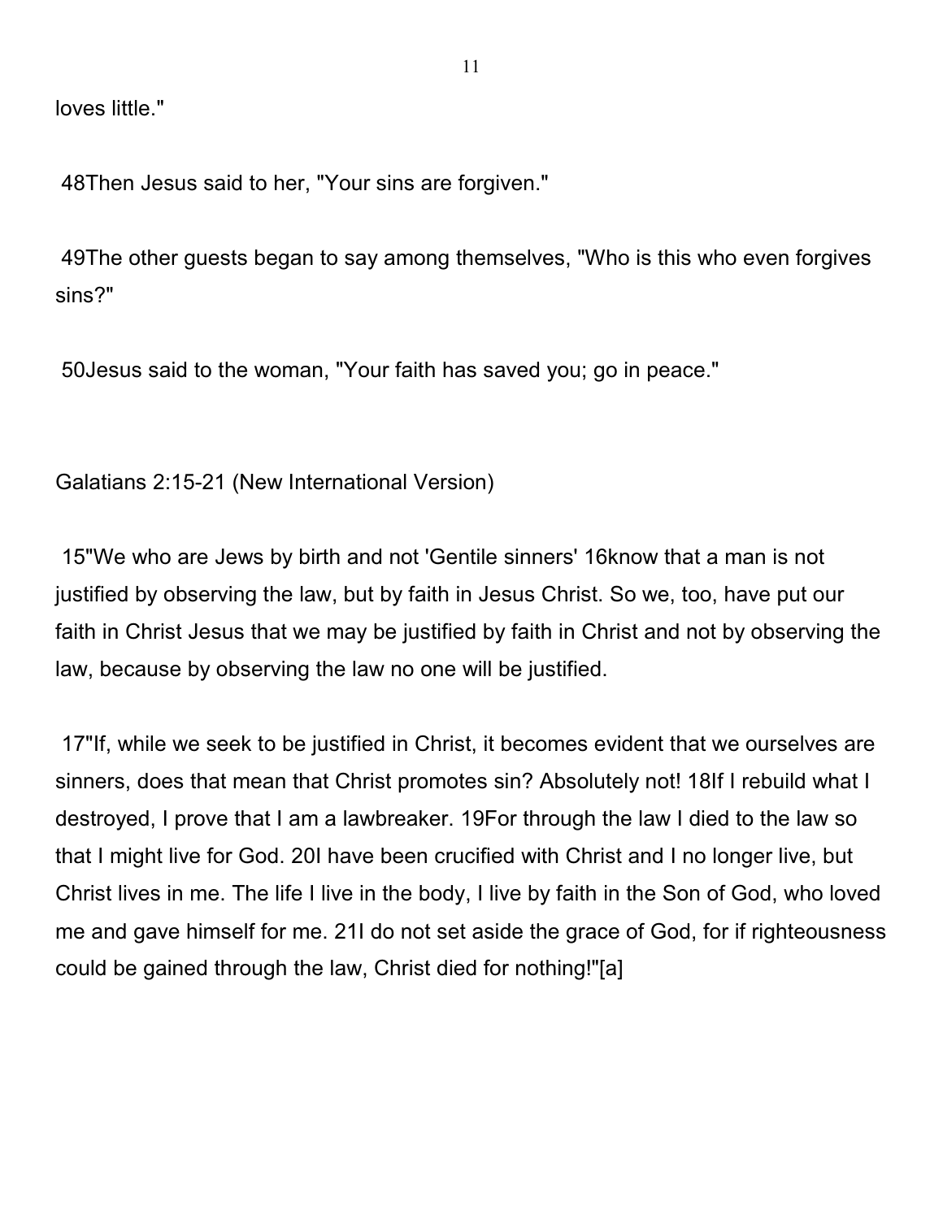loves little."

48Then Jesus said to her, "Your sins are forgiven."

49The other guests began to say among themselves, "Who is this who even forgives sins?"

50Jesus said to the woman, "Your faith has saved you; go in peace."

Galatians 2:15-21 (New International Version)

15"We who are Jews by birth and not 'Gentile sinners' 16know that a man is not justified by observing the law, but by faith in Jesus Christ. So we, too, have put our faith in Christ Jesus that we may be justified by faith in Christ and not by observing the law, because by observing the law no one will be justified.

17"If, while we seek to be justified in Christ, it becomes evident that we ourselves are sinners, does that mean that Christ promotes sin? Absolutely not! 18If I rebuild what I destroyed, I prove that I am a lawbreaker. 19For through the law I died to the law so that I might live for God. 20I have been crucified with Christ and I no longer live, but Christ lives in me. The life I live in the body, I live by faith in the Son of God, who loved me and gave himself for me. 21I do not set aside the grace of God, for if righteousness could be gained through the law, Christ died for nothing!"[a]